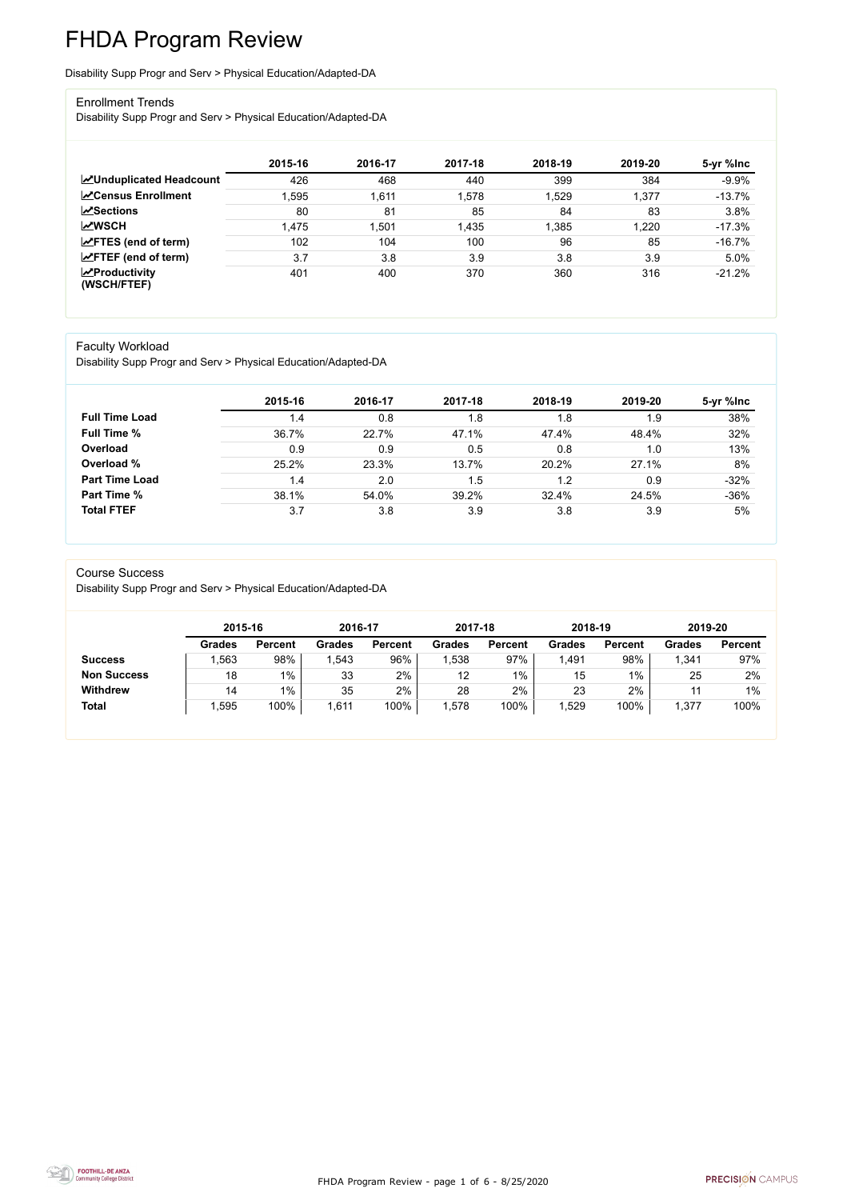# FHDA Program Review

Disability Supp Progr and Serv > Physical Education/Adapted-DA

## Enrollment Trends

Disability Supp Progr and Serv > Physical Education/Adapted-DA

| | 2015-16 | 2016-17 | 2017-18 | 2018-19 | 2019-20 | 5-yr %Inc |
|---|---|---|---|---|---|---|
| **Unduplicated Headcount** | 426 | 468 | 440 | 399 | 384 | -9.9% |
| **Census Enrollment** | 1,595 | 1,611 | 1,578 | 1,529 | 1,377 | -13.7% |
| **Sections** | 80 | 81 | 85 | 84 | 83 | 3.8% |
| **WSCH** | 1,475 | 1,501 | 1,435 | 1,385 | 1,220 | -17.3% |
| **FTES (end of term)** | 102 | 104 | 100 | 96 | 85 | -16.7% |
| **FTEF (end of term)** | 3.7 | 3.8 | 3.9 | 3.8 | 3.9 | 5.0% |
| **Productivity (WSCH/FTEF)** | 401 | 400 | 370 | 360 | 316 | -21.2% |

## Faculty Workload

Disability Supp Progr and Serv > Physical Education/Adapted-DA

| | 2015-16 | 2016-17 | 2017-18 | 2018-19 | 2019-20 | 5-yr %Inc |
|---|---|---|---|---|---|---|
| **Full Time Load** | 1.4 | 0.8 | 1.8 | 1.8 | 1.9 | 38% |
| **Full Time %** | 36.7% | 22.7% | 47.1% | 47.4% | 48.4% | 32% |
| **Overload** | 0.9 | 0.9 | 0.5 | 0.8 | 1.0 | 13% |
| **Overload %** | 25.2% | 23.3% | 13.7% | 20.2% | 27.1% | 8% |
| **Part Time Load** | 1.4 | 2.0 | 1.5 | 1.2 | 0.9 | -32% |
| **Part Time %** | 38.1% | 54.0% | 39.2% | 32.4% | 24.5% | -36% |
| **Total FTEF** | 3.7 | 3.8 | 3.9 | 3.8 | 3.9 | 5% |

## Course Success

Disability Supp Progr and Serv > Physical Education/Adapted-DA

| | 2015-16 | | 2016-17 | | 2017-18 | | 2018-19 | | 2019-20 | |
|---|---|---|---|---|---|---|---|---|---|---|
| | **Grades** | **Percent** | **Grades** | **Percent** | **Grades** | **Percent** | **Grades** | **Percent** | **Grades** | **Percent** |
| **Success** | 1,563 | 98% | 1,543 | 96% | 1,538 | 97% | 1,491 | 98% | 1,341 | 97% |
| **Non Success** | 18 | 1% | 33 | 2% | 12 | 1% | 15 | 1% | 25 | 2% |
| **Withdrew** | 14 | 1% | 35 | 2% | 28 | 2% | 23 | 2% | 11 | 1% |
| **Total** | 1,595 | 100% | 1,611 | 100% | 1,578 | 100% | 1,529 | 100% | 1,377 | 100% |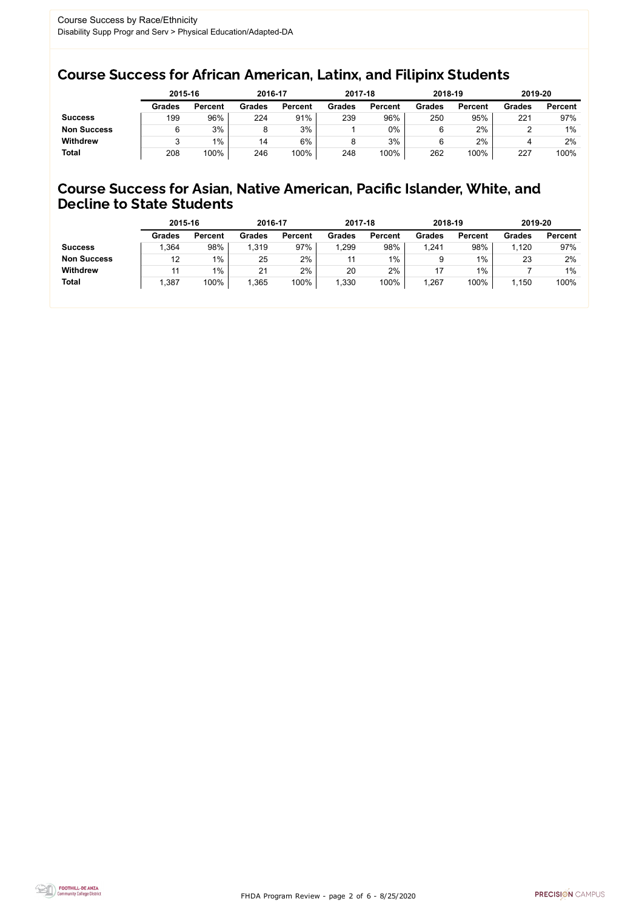Course Success by Race/Ethnicity

Disability Supp Progr and Serv > Physical Education/Adapted-DA

## Course Success for African American, Latinx, and Filipinx Students

| | 2015-16 | | 2016-17 | | 2017-18 | | 2018-19 | | 2019-20 | |
|---|---|---|---|---|---|---|---|---|---|---|
| | Grades | Percent | Grades | Percent | Grades | Percent | Grades | Percent | Grades | Percent |
| **Success** | 199 | 96% | 224 | 91% | 239 | 96% | 250 | 95% | 221 | 97% |
| **Non Success** | 6 | 3% | 8 | 3% | 1 | 0% | 6 | 2% | 2 | 1% |
| **Withdrew** | 3 | 1% | 14 | 6% | 8 | 3% | 6 | 2% | 4 | 2% |
| **Total** | 208 | 100% | 246 | 100% | 248 | 100% | 262 | 100% | 227 | 100% |

## Course Success for Asian, Native American, Pacific Islander, White, and Decline to State Students

| | 2015-16 | | 2016-17 | | 2017-18 | | 2018-19 | | 2019-20 | |
|---|---|---|---|---|---|---|---|---|---|---|
| | Grades | Percent | Grades | Percent | Grades | Percent | Grades | Percent | Grades | Percent |
| **Success** | 1,364 | 98% | 1,319 | 97% | 1,299 | 98% | 1,241 | 98% | 1,120 | 97% |
| **Non Success** | 12 | 1% | 25 | 2% | 11 | 1% | 9 | 1% | 23 | 2% |
| **Withdrew** | 11 | 1% | 21 | 2% | 20 | 2% | 17 | 1% | 7 | 1% |
| **Total** | 1,387 | 100% | 1,365 | 100% | 1,330 | 100% | 1,267 | 100% | 1,150 | 100% |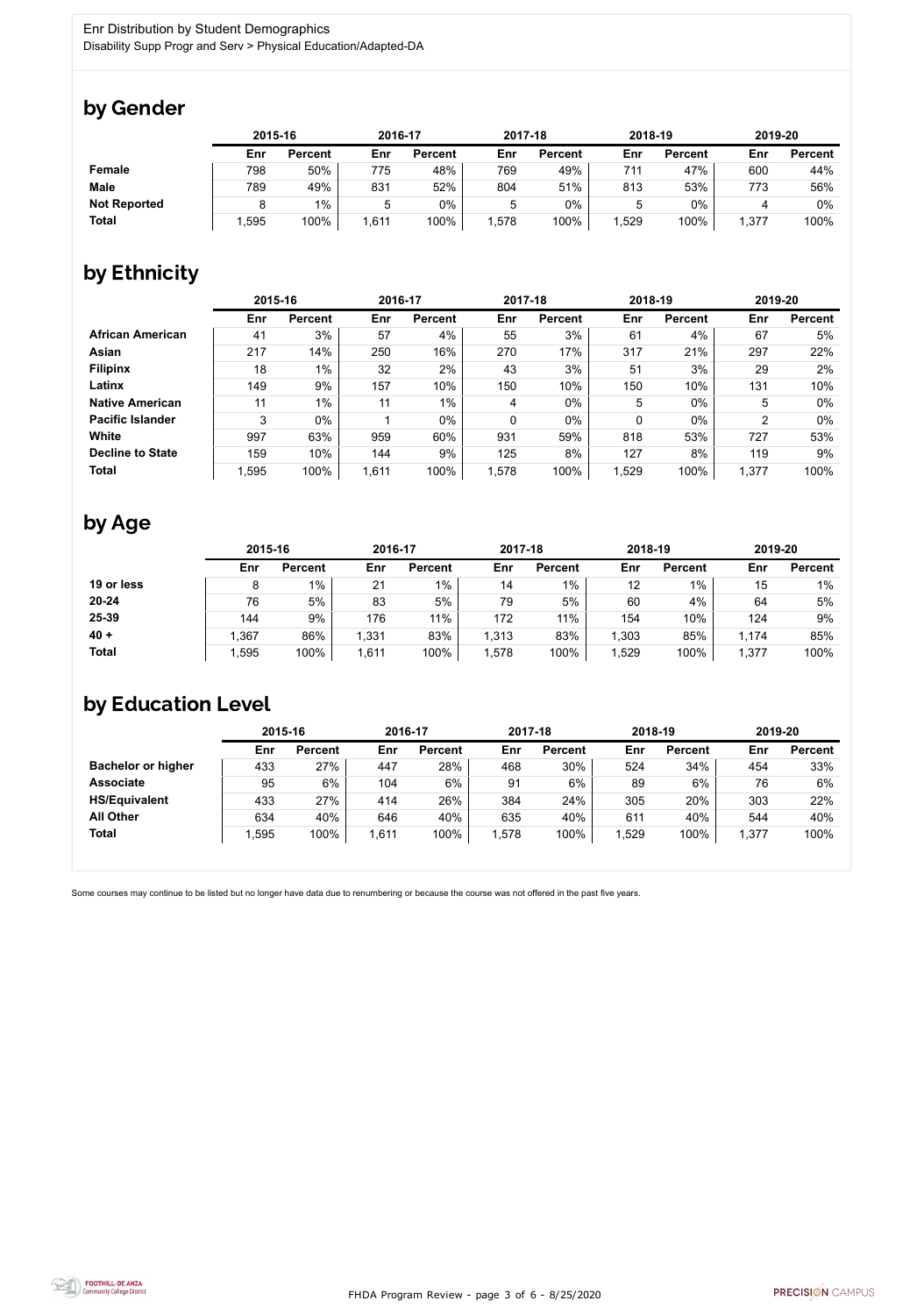Enr Distribution by Student Demographics
Disability Supp Progr and Serv > Physical Education/Adapted-DA

## by Gender

| | 2015-16 | | 2016-17 | | 2017-18 | | 2018-19 | | 2019-20 | |
|---|---|---|---|---|---|---|---|---|---|---|
| | Enr | Percent | Enr | Percent | Enr | Percent | Enr | Percent | Enr | Percent |
| **Female** | 798 | 50% | 775 | 48% | 769 | 49% | 711 | 47% | 600 | 44% |
| **Male** | 789 | 49% | 831 | 52% | 804 | 51% | 813 | 53% | 773 | 56% |
| **Not Reported** | 8 | 1% | 5 | 0% | 5 | 0% | 5 | 0% | 4 | 0% |
| **Total** | 1,595 | 100% | 1,611 | 100% | 1,578 | 100% | 1,529 | 100% | 1,377 | 100% |

## by Ethnicity

| | 2015-16 | | 2016-17 | | 2017-18 | | 2018-19 | | 2019-20 | |
|---|---|---|---|---|---|---|---|---|---|---|
| | Enr | Percent | Enr | Percent | Enr | Percent | Enr | Percent | Enr | Percent |
| **African American** | 41 | 3% | 57 | 4% | 55 | 3% | 61 | 4% | 67 | 5% |
| **Asian** | 217 | 14% | 250 | 16% | 270 | 17% | 317 | 21% | 297 | 22% |
| **Filipinx** | 18 | 1% | 32 | 2% | 43 | 3% | 51 | 3% | 29 | 2% |
| **Latinx** | 149 | 9% | 157 | 10% | 150 | 10% | 150 | 10% | 131 | 10% |
| **Native American** | 11 | 1% | 11 | 1% | 4 | 0% | 5 | 0% | 5 | 0% |
| **Pacific Islander** | 3 | 0% | 1 | 0% | 0 | 0% | 0 | 0% | 2 | 0% |
| **White** | 997 | 63% | 959 | 60% | 931 | 59% | 818 | 53% | 727 | 53% |
| **Decline to State** | 159 | 10% | 144 | 9% | 125 | 8% | 127 | 8% | 119 | 9% |
| **Total** | 1,595 | 100% | 1,611 | 100% | 1,578 | 100% | 1,529 | 100% | 1,377 | 100% |

## by Age

| | 2015-16 | | 2016-17 | | 2017-18 | | 2018-19 | | 2019-20 | |
|---|---|---|---|---|---|---|---|---|---|---|
| | Enr | Percent | Enr | Percent | Enr | Percent | Enr | Percent | Enr | Percent |
| **19 or less** | 8 | 1% | 21 | 1% | 14 | 1% | 12 | 1% | 15 | 1% |
| **20-24** | 76 | 5% | 83 | 5% | 79 | 5% | 60 | 4% | 64 | 5% |
| **25-39** | 144 | 9% | 176 | 11% | 172 | 11% | 154 | 10% | 124 | 9% |
| **40 +** | 1,367 | 86% | 1,331 | 83% | 1,313 | 83% | 1,303 | 85% | 1,174 | 85% |
| **Total** | 1,595 | 100% | 1,611 | 100% | 1,578 | 100% | 1,529 | 100% | 1,377 | 100% |

## by Education Level

| | 2015-16 | | 2016-17 | | 2017-18 | | 2018-19 | | 2019-20 | |
|---|---|---|---|---|---|---|---|---|---|---|
| | Enr | Percent | Enr | Percent | Enr | Percent | Enr | Percent | Enr | Percent |
| **Bachelor or higher** | 433 | 27% | 447 | 28% | 468 | 30% | 524 | 34% | 454 | 33% |
| **Associate** | 95 | 6% | 104 | 6% | 91 | 6% | 89 | 6% | 76 | 6% |
| **HS/Equivalent** | 433 | 27% | 414 | 26% | 384 | 24% | 305 | 20% | 303 | 22% |
| **All Other** | 634 | 40% | 646 | 40% | 635 | 40% | 611 | 40% | 544 | 40% |
| **Total** | 1,595 | 100% | 1,611 | 100% | 1,578 | 100% | 1,529 | 100% | 1,377 | 100% |

Some courses may continue to be listed but no longer have data due to renumbering or because the course was not offered in the past five years.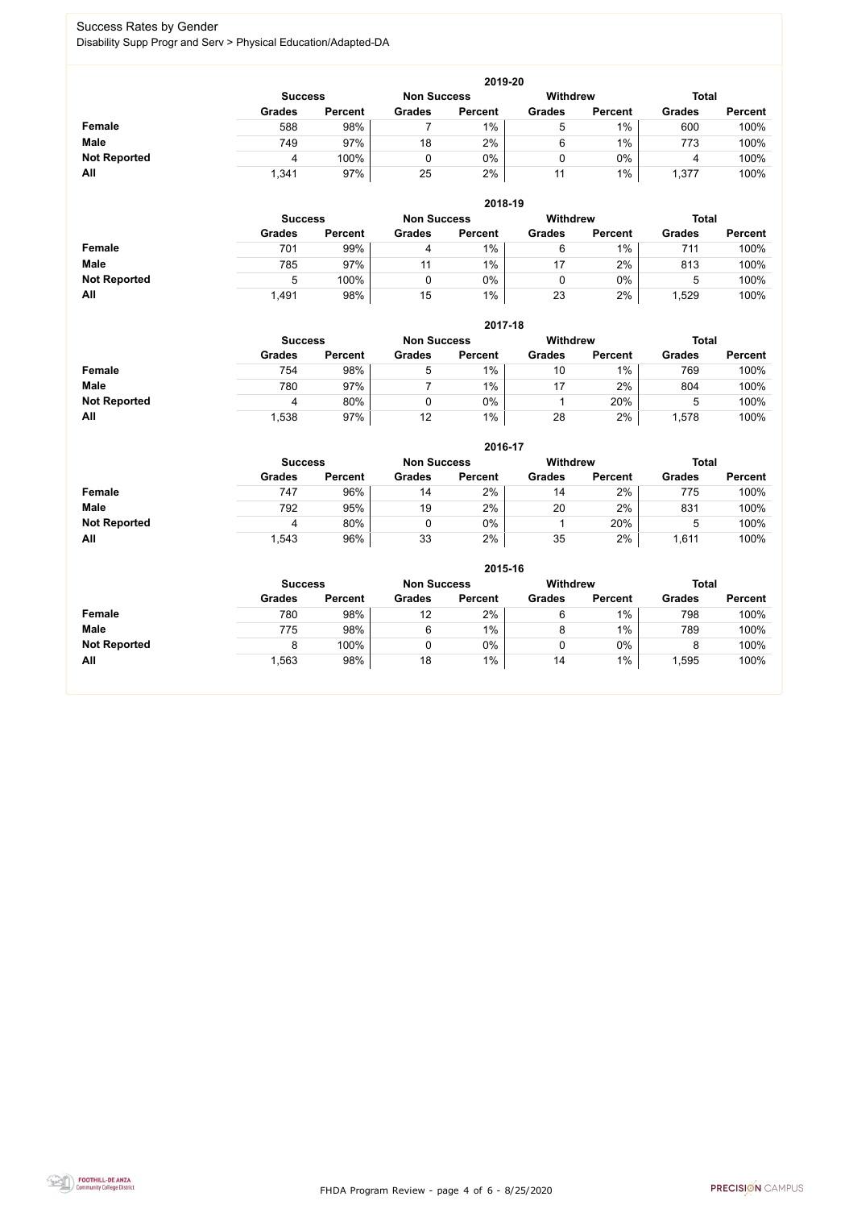# Success Rates by Gender

Disability Supp Progr and Serv > Physical Education/Adapted-DA

| 2019-20 | Success | | Non Success | | Withdrew | | Total | |
|---|---|---|---|---|---|---|---|---|
| | Grades | Percent | Grades | Percent | Grades | Percent | Grades | Percent |
| **Female** | 588 | 98% | 7 | 1% | 5 | 1% | 600 | 100% |
| **Male** | 749 | 97% | 18 | 2% | 6 | 1% | 773 | 100% |
| **Not Reported** | 4 | 100% | 0 | 0% | 0 | 0% | 4 | 100% |
| **All** | 1,341 | 97% | 25 | 2% | 11 | 1% | 1,377 | 100% |

| 2018-19 | Success | | Non Success | | Withdrew | | Total | |
|---|---|---|---|---|---|---|---|---|
| | Grades | Percent | Grades | Percent | Grades | Percent | Grades | Percent |
| **Female** | 701 | 99% | 4 | 1% | 6 | 1% | 711 | 100% |
| **Male** | 785 | 97% | 11 | 1% | 17 | 2% | 813 | 100% |
| **Not Reported** | 5 | 100% | 0 | 0% | 0 | 0% | 5 | 100% |
| **All** | 1,491 | 98% | 15 | 1% | 23 | 2% | 1,529 | 100% |

| 2017-18 | Success | | Non Success | | Withdrew | | Total | |
|---|---|---|---|---|---|---|---|---|
| | Grades | Percent | Grades | Percent | Grades | Percent | Grades | Percent |
| **Female** | 754 | 98% | 5 | 1% | 10 | 1% | 769 | 100% |
| **Male** | 780 | 97% | 7 | 1% | 17 | 2% | 804 | 100% |
| **Not Reported** | 4 | 80% | 0 | 0% | 1 | 20% | 5 | 100% |
| **All** | 1,538 | 97% | 12 | 1% | 28 | 2% | 1,578 | 100% |

| 2016-17 | Success | | Non Success | | Withdrew | | Total | |
|---|---|---|---|---|---|---|---|---|
| | Grades | Percent | Grades | Percent | Grades | Percent | Grades | Percent |
| **Female** | 747 | 96% | 14 | 2% | 14 | 2% | 775 | 100% |
| **Male** | 792 | 95% | 19 | 2% | 20 | 2% | 831 | 100% |
| **Not Reported** | 4 | 80% | 0 | 0% | 1 | 20% | 5 | 100% |
| **All** | 1,543 | 96% | 33 | 2% | 35 | 2% | 1,611 | 100% |

| 2015-16 | Success | | Non Success | | Withdrew | | Total | |
|---|---|---|---|---|---|---|---|---|
| | Grades | Percent | Grades | Percent | Grades | Percent | Grades | Percent |
| **Female** | 780 | 98% | 12 | 2% | 6 | 1% | 798 | 100% |
| **Male** | 775 | 98% | 6 | 1% | 8 | 1% | 789 | 100% |
| **Not Reported** | 8 | 100% | 0 | 0% | 0 | 0% | 8 | 100% |
| **All** | 1,563 | 98% | 18 | 1% | 14 | 1% | 1,595 | 100% |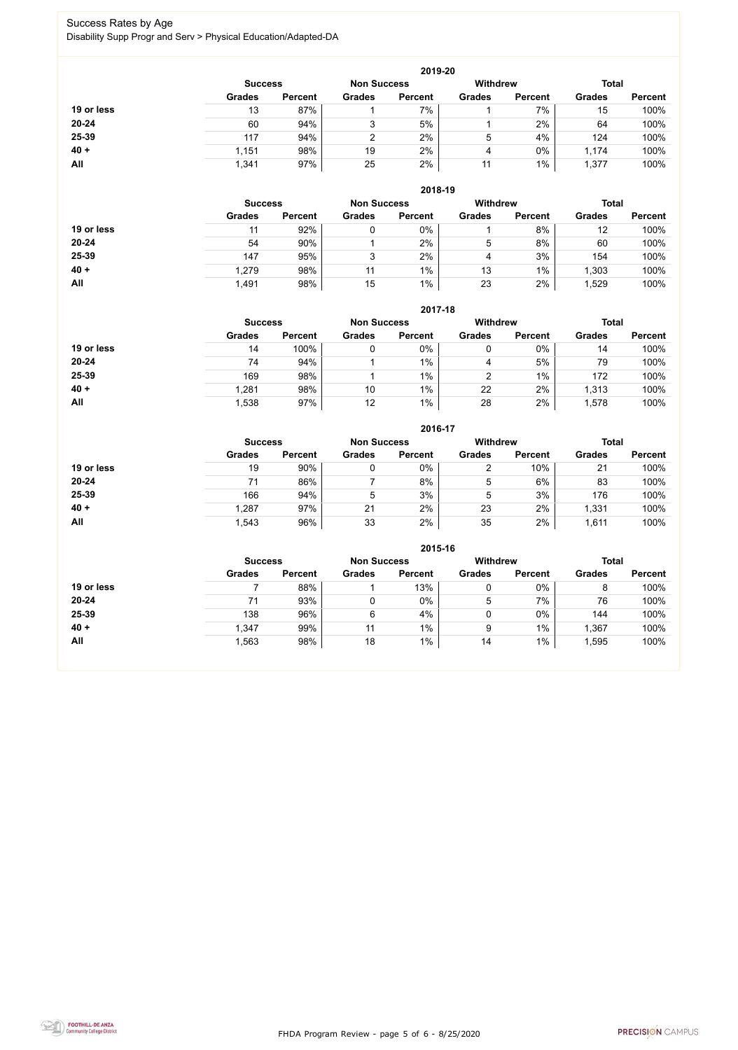# Success Rates by Age

Disability Supp Progr and Serv > Physical Education/Adapted-DA

## 2019-20

| | Success | | Non Success | | Withdrew | | Total | |
|---|---|---|---|---|---|---|---|---|
| | Grades | Percent | Grades | Percent | Grades | Percent | Grades | Percent |
| **19 or less** | 13 | 87% | 1 | 7% | 1 | 7% | 15 | 100% |
| **20-24** | 60 | 94% | 3 | 5% | 1 | 2% | 64 | 100% |
| **25-39** | 117 | 94% | 2 | 2% | 5 | 4% | 124 | 100% |
| **40 +** | 1,151 | 98% | 19 | 2% | 4 | 0% | 1,174 | 100% |
| **All** | 1,341 | 97% | 25 | 2% | 11 | 1% | 1,377 | 100% |

## 2018-19

| | Success | | Non Success | | Withdrew | | Total | |
|---|---|---|---|---|---|---|---|---|
| | Grades | Percent | Grades | Percent | Grades | Percent | Grades | Percent |
| **19 or less** | 11 | 92% | 0 | 0% | 1 | 8% | 12 | 100% |
| **20-24** | 54 | 90% | 1 | 2% | 5 | 8% | 60 | 100% |
| **25-39** | 147 | 95% | 3 | 2% | 4 | 3% | 154 | 100% |
| **40 +** | 1,279 | 98% | 11 | 1% | 13 | 1% | 1,303 | 100% |
| **All** | 1,491 | 98% | 15 | 1% | 23 | 2% | 1,529 | 100% |

## 2017-18

| | Success | | Non Success | | Withdrew | | Total | |
|---|---|---|---|---|---|---|---|---|
| | Grades | Percent | Grades | Percent | Grades | Percent | Grades | Percent |
| **19 or less** | 14 | 100% | 0 | 0% | 0 | 0% | 14 | 100% |
| **20-24** | 74 | 94% | 1 | 1% | 4 | 5% | 79 | 100% |
| **25-39** | 169 | 98% | 1 | 1% | 2 | 1% | 172 | 100% |
| **40 +** | 1,281 | 98% | 10 | 1% | 22 | 2% | 1,313 | 100% |
| **All** | 1,538 | 97% | 12 | 1% | 28 | 2% | 1,578 | 100% |

## 2016-17

| | Success | | Non Success | | Withdrew | | Total | |
|---|---|---|---|---|---|---|---|---|
| | Grades | Percent | Grades | Percent | Grades | Percent | Grades | Percent |
| **19 or less** | 19 | 90% | 0 | 0% | 2 | 10% | 21 | 100% |
| **20-24** | 71 | 86% | 7 | 8% | 5 | 6% | 83 | 100% |
| **25-39** | 166 | 94% | 5 | 3% | 5 | 3% | 176 | 100% |
| **40 +** | 1,287 | 97% | 21 | 2% | 23 | 2% | 1,331 | 100% |
| **All** | 1,543 | 96% | 33 | 2% | 35 | 2% | 1,611 | 100% |

## 2015-16

| | Success | | Non Success | | Withdrew | | Total | |
|---|---|---|---|---|---|---|---|---|
| | Grades | Percent | Grades | Percent | Grades | Percent | Grades | Percent |
| **19 or less** | 7 | 88% | 1 | 13% | 0 | 0% | 8 | 100% |
| **20-24** | 71 | 93% | 0 | 0% | 5 | 7% | 76 | 100% |
| **25-39** | 138 | 96% | 6 | 4% | 0 | 0% | 144 | 100% |
| **40 +** | 1,347 | 99% | 11 | 1% | 9 | 1% | 1,367 | 100% |
| **All** | 1,563 | 98% | 18 | 1% | 14 | 1% | 1,595 | 100% |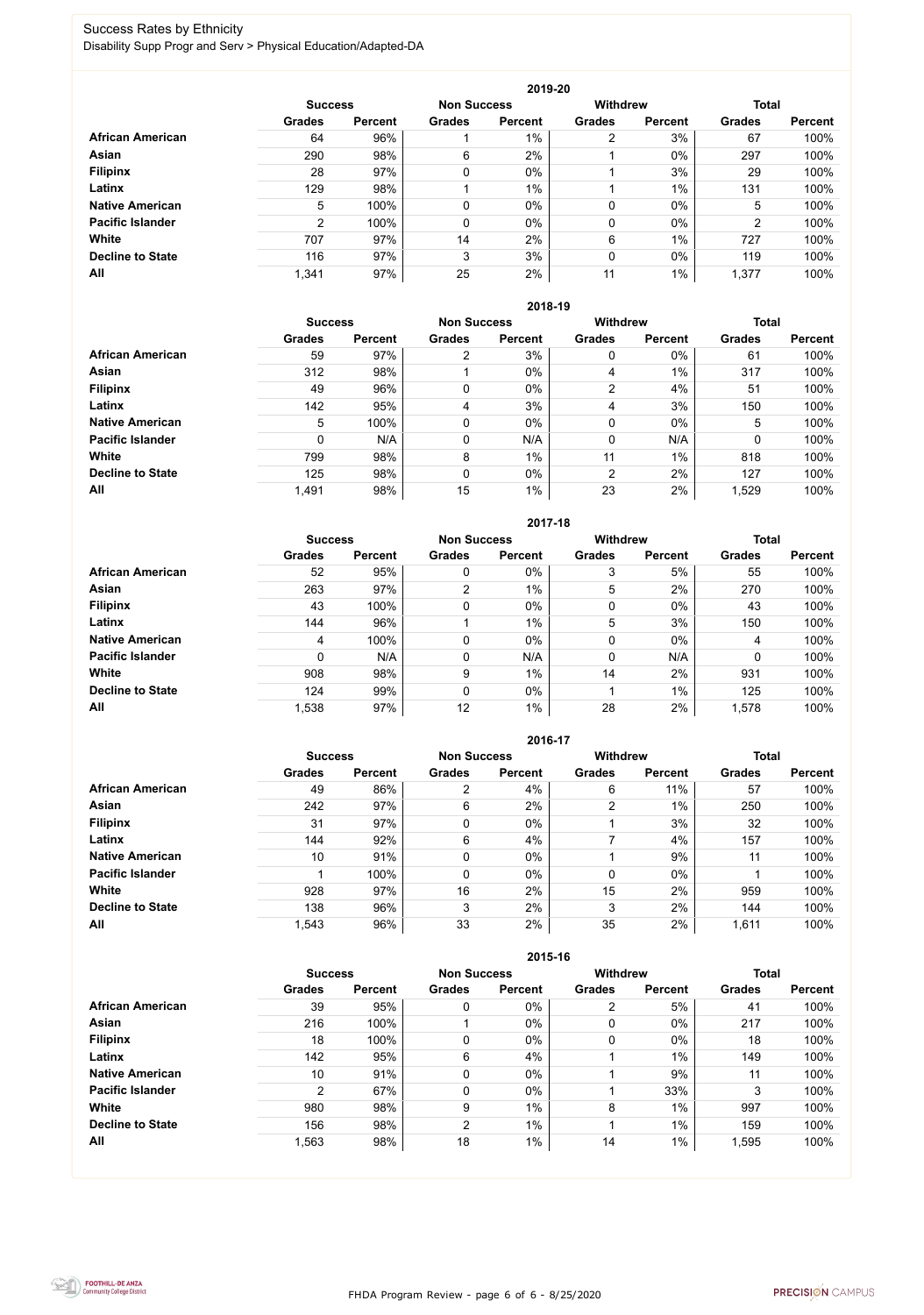# Success Rates by Ethnicity

Disability Supp Progr and Serv > Physical Education/Adapted-DA

## 2019-20

| | Success | | Non Success | | Withdrew | | Total | |
|---|---|---|---|---|---|---|---|---|
| | Grades | Percent | Grades | Percent | Grades | Percent | Grades | Percent |
| **African American** | 64 | 96% | 1 | 1% | 2 | 3% | 67 | 100% |
| **Asian** | 290 | 98% | 6 | 2% | 1 | 0% | 297 | 100% |
| **Filipinx** | 28 | 97% | 0 | 0% | 1 | 3% | 29 | 100% |
| **Latinx** | 129 | 98% | 1 | 1% | 1 | 1% | 131 | 100% |
| **Native American** | 5 | 100% | 0 | 0% | 0 | 0% | 5 | 100% |
| **Pacific Islander** | 2 | 100% | 0 | 0% | 0 | 0% | 2 | 100% |
| **White** | 707 | 97% | 14 | 2% | 6 | 1% | 727 | 100% |
| **Decline to State** | 116 | 97% | 3 | 3% | 0 | 0% | 119 | 100% |
| **All** | 1,341 | 97% | 25 | 2% | 11 | 1% | 1,377 | 100% |

## 2018-19

| | Success | | Non Success | | Withdrew | | Total | |
|---|---|---|---|---|---|---|---|---|
| | Grades | Percent | Grades | Percent | Grades | Percent | Grades | Percent |
| **African American** | 59 | 97% | 2 | 3% | 0 | 0% | 61 | 100% |
| **Asian** | 312 | 98% | 1 | 0% | 4 | 1% | 317 | 100% |
| **Filipinx** | 49 | 96% | 0 | 0% | 2 | 4% | 51 | 100% |
| **Latinx** | 142 | 95% | 4 | 3% | 4 | 3% | 150 | 100% |
| **Native American** | 5 | 100% | 0 | 0% | 0 | 0% | 5 | 100% |
| **Pacific Islander** | 0 | N/A | 0 | N/A | 0 | N/A | 0 | 100% |
| **White** | 799 | 98% | 8 | 1% | 11 | 1% | 818 | 100% |
| **Decline to State** | 125 | 98% | 0 | 0% | 2 | 2% | 127 | 100% |
| **All** | 1,491 | 98% | 15 | 1% | 23 | 2% | 1,529 | 100% |

## 2017-18

| | Success | | Non Success | | Withdrew | | Total | |
|---|---|---|---|---|---|---|---|---|
| | Grades | Percent | Grades | Percent | Grades | Percent | Grades | Percent |
| **African American** | 52 | 95% | 0 | 0% | 3 | 5% | 55 | 100% |
| **Asian** | 263 | 97% | 2 | 1% | 5 | 2% | 270 | 100% |
| **Filipinx** | 43 | 100% | 0 | 0% | 0 | 0% | 43 | 100% |
| **Latinx** | 144 | 96% | 1 | 1% | 5 | 3% | 150 | 100% |
| **Native American** | 4 | 100% | 0 | 0% | 0 | 0% | 4 | 100% |
| **Pacific Islander** | 0 | N/A | 0 | N/A | 0 | N/A | 0 | 100% |
| **White** | 908 | 98% | 9 | 1% | 14 | 2% | 931 | 100% |
| **Decline to State** | 124 | 99% | 0 | 0% | 1 | 1% | 125 | 100% |
| **All** | 1,538 | 97% | 12 | 1% | 28 | 2% | 1,578 | 100% |

## 2016-17

| | Success | | Non Success | | Withdrew | | Total | |
|---|---|---|---|---|---|---|---|---|
| | Grades | Percent | Grades | Percent | Grades | Percent | Grades | Percent |
| **African American** | 49 | 86% | 2 | 4% | 6 | 11% | 57 | 100% |
| **Asian** | 242 | 97% | 6 | 2% | 2 | 1% | 250 | 100% |
| **Filipinx** | 31 | 97% | 0 | 0% | 1 | 3% | 32 | 100% |
| **Latinx** | 144 | 92% | 6 | 4% | 7 | 4% | 157 | 100% |
| **Native American** | 10 | 91% | 0 | 0% | 1 | 9% | 11 | 100% |
| **Pacific Islander** | 1 | 100% | 0 | 0% | 0 | 0% | 1 | 100% |
| **White** | 928 | 97% | 16 | 2% | 15 | 2% | 959 | 100% |
| **Decline to State** | 138 | 96% | 3 | 2% | 3 | 2% | 144 | 100% |
| **All** | 1,543 | 96% | 33 | 2% | 35 | 2% | 1,611 | 100% |

## 2015-16

| | Success | | Non Success | | Withdrew | | Total | |
|---|---|---|---|---|---|---|---|---|
| | Grades | Percent | Grades | Percent | Grades | Percent | Grades | Percent |
| **African American** | 39 | 95% | 0 | 0% | 2 | 5% | 41 | 100% |
| **Asian** | 216 | 100% | 1 | 0% | 0 | 0% | 217 | 100% |
| **Filipinx** | 18 | 100% | 0 | 0% | 0 | 0% | 18 | 100% |
| **Latinx** | 142 | 95% | 6 | 4% | 1 | 1% | 149 | 100% |
| **Native American** | 10 | 91% | 0 | 0% | 1 | 9% | 11 | 100% |
| **Pacific Islander** | 2 | 67% | 0 | 0% | 1 | 33% | 3 | 100% |
| **White** | 980 | 98% | 9 | 1% | 8 | 1% | 997 | 100% |
| **Decline to State** | 156 | 98% | 2 | 1% | 1 | 1% | 159 | 100% |
| **All** | 1,563 | 98% | 18 | 1% | 14 | 1% | 1,595 | 100% |